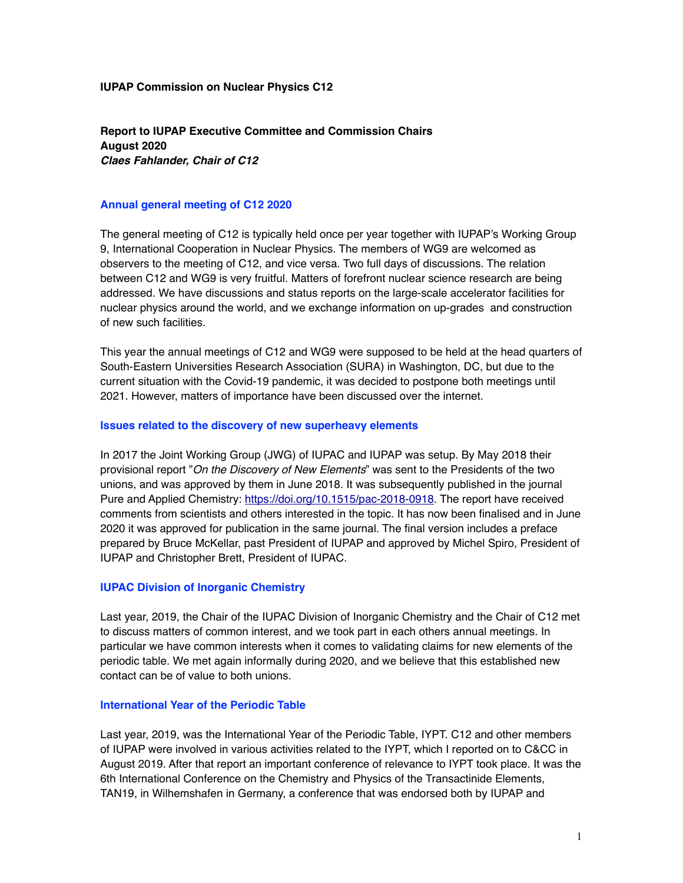**IUPAP Commission on Nuclear Physics C12**

**Report to IUPAP Executive Committee and Commission Chairs**
**August 2020**
***Claes Fahlander, Chair of C12***

## Annual general meeting of C12 2020

The general meeting of C12 is typically held once per year together with IUPAP's Working Group 9, International Cooperation in Nuclear Physics. The members of WG9 are welcomed as observers to the meeting of C12, and vice versa. Two full days of discussions. The relation between C12 and WG9 is very fruitful. Matters of forefront nuclear science research are being addressed. We have discussions and status reports on the large-scale accelerator facilities for nuclear physics around the world, and we exchange information on up-grades and construction of new such facilities.

This year the annual meetings of C12 and WG9 were supposed to be held at the head quarters of South-Eastern Universities Research Association (SURA) in Washington, DC, but due to the current situation with the Covid-19 pandemic, it was decided to postpone both meetings until 2021. However, matters of importance have been discussed over the internet.

## Issues related to the discovery of new superheavy elements

In 2017 the Joint Working Group (JWG) of IUPAC and IUPAP was setup. By May 2018 their provisional report "*On the Discovery of New Elements*" was sent to the Presidents of the two unions, and was approved by them in June 2018. It was subsequently published in the journal Pure and Applied Chemistry: https://doi.org/10.1515/pac-2018-0918. The report have received comments from scientists and others interested in the topic. It has now been finalised and in June 2020 it was approved for publication in the same journal. The final version includes a preface prepared by Bruce McKellar, past President of IUPAP and approved by Michel Spiro, President of IUPAP and Christopher Brett, President of IUPAC.

## IUPAC Division of Inorganic Chemistry

Last year, 2019, the Chair of the IUPAC Division of Inorganic Chemistry and the Chair of C12 met to discuss matters of common interest, and we took part in each others annual meetings. In particular we have common interests when it comes to validating claims for new elements of the periodic table. We met again informally during 2020, and we believe that this established new contact can be of value to both unions.

## International Year of the Periodic Table

Last year, 2019, was the International Year of the Periodic Table, IYPT. C12 and other members of IUPAP were involved in various activities related to the IYPT, which I reported on to C&CC in August 2019. After that report an important conference of relevance to IYPT took place. It was the 6th International Conference on the Chemistry and Physics of the Transactinide Elements, TAN19, in Wilhemshafen in Germany, a conference that was endorsed both by IUPAP and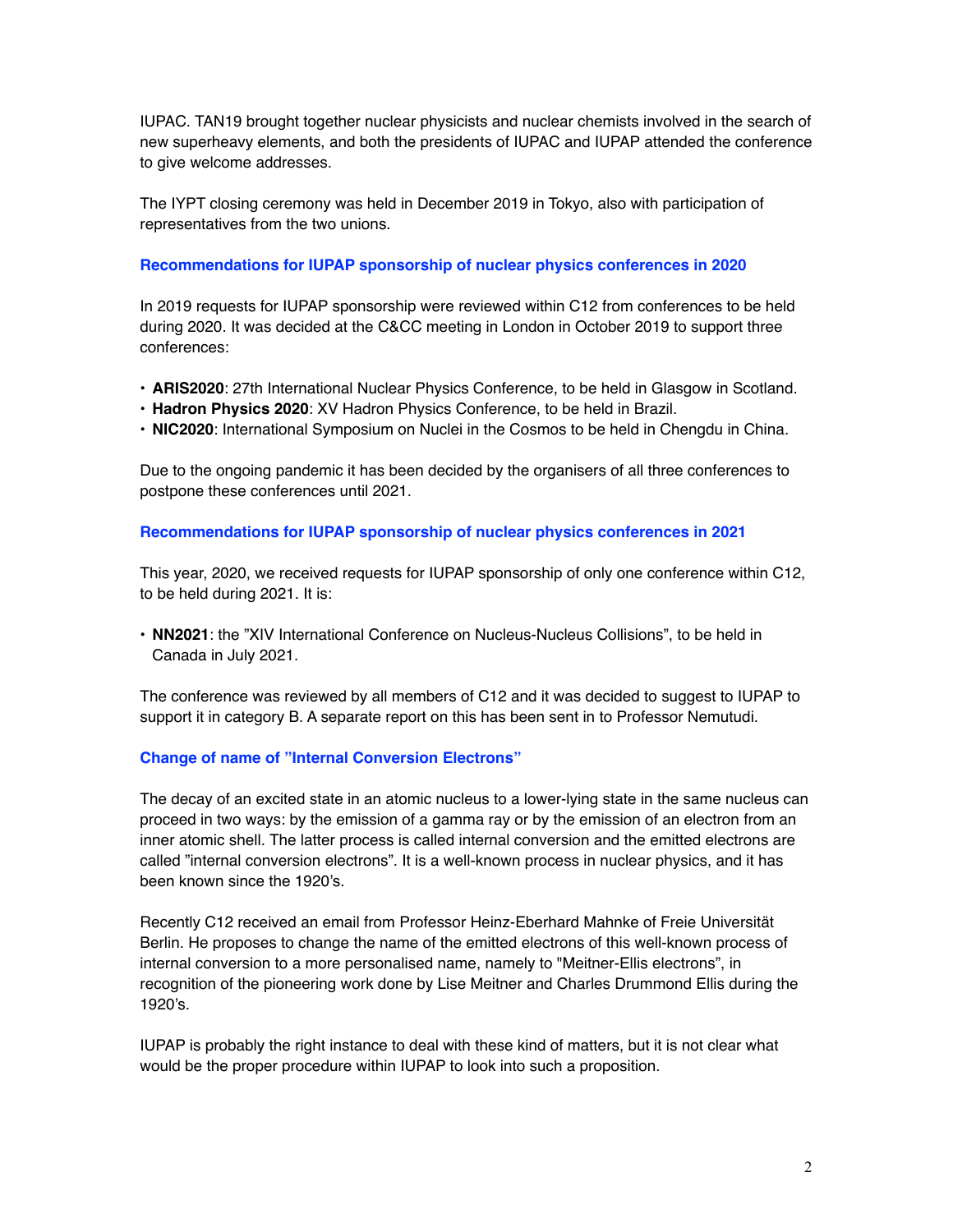IUPAC. TAN19 brought together nuclear physicists and nuclear chemists involved in the search of new superheavy elements, and both the presidents of IUPAC and IUPAP attended the conference to give welcome addresses.

The IYPT closing ceremony was held in December 2019 in Tokyo, also with participation of representatives from the two unions.

### Recommendations for IUPAP sponsorship of nuclear physics conferences in 2020

In 2019 requests for IUPAP sponsorship were reviewed within C12 from conferences to be held during 2020. It was decided at the C&CC meeting in London in October 2019 to support three conferences:

- **ARIS2020**: 27th International Nuclear Physics Conference, to be held in Glasgow in Scotland.
- **Hadron Physics 2020**: XV Hadron Physics Conference, to be held in Brazil.
- **NIC2020**: International Symposium on Nuclei in the Cosmos to be held in Chengdu in China.

Due to the ongoing pandemic it has been decided by the organisers of all three conferences to postpone these conferences until 2021.

### Recommendations for IUPAP sponsorship of nuclear physics conferences in 2021

This year, 2020, we received requests for IUPAP sponsorship of only one conference within C12, to be held during 2021. It is:

- **NN2021**: the "XIV International Conference on Nucleus-Nucleus Collisions", to be held in Canada in July 2021.

The conference was reviewed by all members of C12 and it was decided to suggest to IUPAP to support it in category B. A separate report on this has been sent in to Professor Nemutudi.

### Change of name of "Internal Conversion Electrons"

The decay of an excited state in an atomic nucleus to a lower-lying state in the same nucleus can proceed in two ways: by the emission of a gamma ray or by the emission of an electron from an inner atomic shell. The latter process is called internal conversion and the emitted electrons are called "internal conversion electrons". It is a well-known process in nuclear physics, and it has been known since the 1920's.

Recently C12 received an email from Professor Heinz-Eberhard Mahnke of Freie Universität Berlin. He proposes to change the name of the emitted electrons of this well-known process of internal conversion to a more personalised name, namely to "Meitner-Ellis electrons", in recognition of the pioneering work done by Lise Meitner and Charles Drummond Ellis during the 1920's.

IUPAP is probably the right instance to deal with these kind of matters, but it is not clear what would be the proper procedure within IUPAP to look into such a proposition.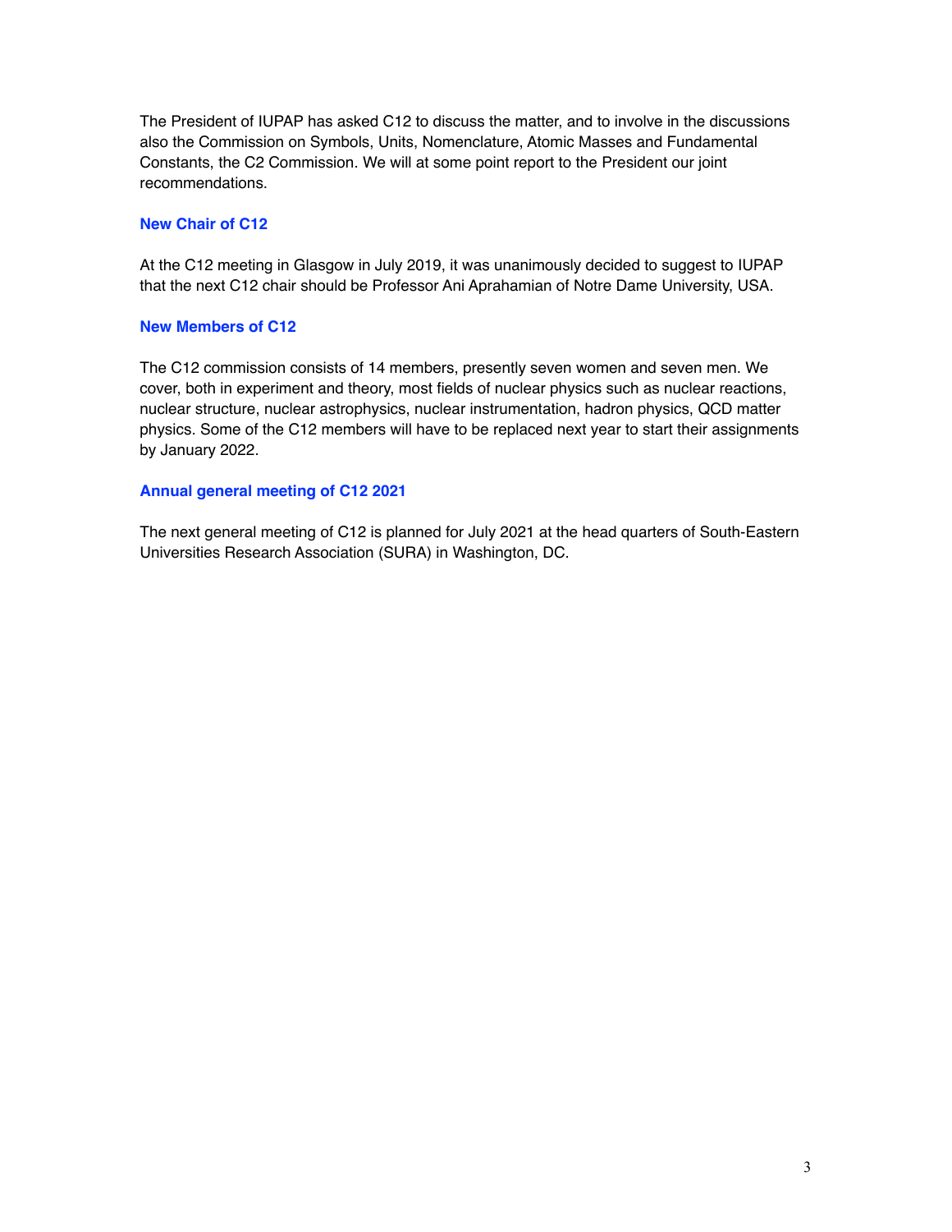The President of IUPAP has asked C12 to discuss the matter, and to involve in the discussions also the Commission on Symbols, Units, Nomenclature, Atomic Masses and Fundamental Constants, the C2 Commission. We will at some point report to the President our joint recommendations.

### New Chair of C12

At the C12 meeting in Glasgow in July 2019, it was unanimously decided to suggest to IUPAP that the next C12 chair should be Professor Ani Aprahamian of Notre Dame University, USA.

### New Members of C12

The C12 commission consists of 14 members, presently seven women and seven men. We cover, both in experiment and theory, most fields of nuclear physics such as nuclear reactions, nuclear structure, nuclear astrophysics, nuclear instrumentation, hadron physics, QCD matter physics. Some of the C12 members will have to be replaced next year to start their assignments by January 2022.

### Annual general meeting of C12 2021

The next general meeting of C12 is planned for July 2021 at the head quarters of South-Eastern Universities Research Association (SURA) in Washington, DC.